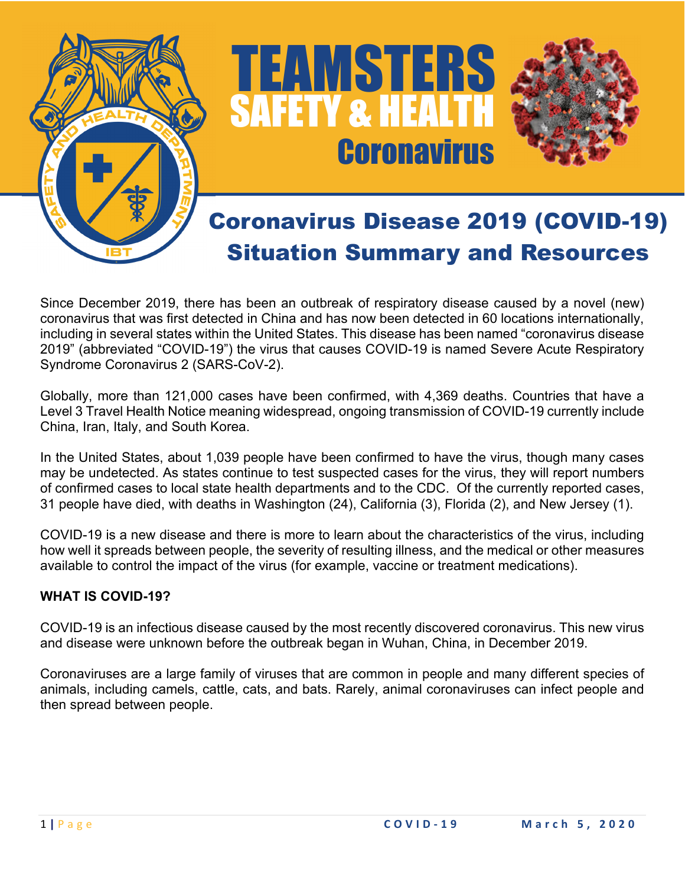# TEAMSTERS SAFETY & HEALTH Coronavirus

## Coronavirus Disease 2019 (COVID-19) Situation Summary and Resources

Since December 2019, there has been an outbreak of respiratory disease caused by a novel (new) coronavirus that was first detected in China and has now been detected in 60 locations internationally, including in several states within the United States. This disease has been named "coronavirus disease 2019" (abbreviated "COVID-19") the virus that causes COVID-19 is named Severe Acute Respiratory Syndrome Coronavirus 2 (SARS-CoV-2).

Globally, more than 121,000 cases have been confirmed, with 4,369 deaths. Countries that have a Level 3 Travel Health Notice meaning widespread, ongoing transmission of COVID-19 currently include China, Iran, Italy, and South Korea.

In the United States, about 1,039 people have been confirmed to have the virus, though many cases may be undetected. As states continue to test suspected cases for the virus, they will report numbers of confirmed cases to local state health departments and to the CDC. Of the currently reported cases, 31 people have died, with deaths in Washington (24), California (3), Florida (2), and New Jersey (1).

COVID-19 is a new disease and there is more to learn about the characteristics of the virus, including how well it spreads between people, the severity of resulting illness, and the medical or other measures available to control the impact of the virus (for example, vaccine or treatment medications).

### WHAT IS COVID-19?

COVID-19 is an infectious disease caused by the most recently discovered coronavirus. This new virus and disease were unknown before the outbreak began in Wuhan, China, in December 2019.

Coronaviruses are a large family of viruses that are common in people and many different species of animals, including camels, cattle, cats, and bats. Rarely, animal coronaviruses can infect people and then spread between people.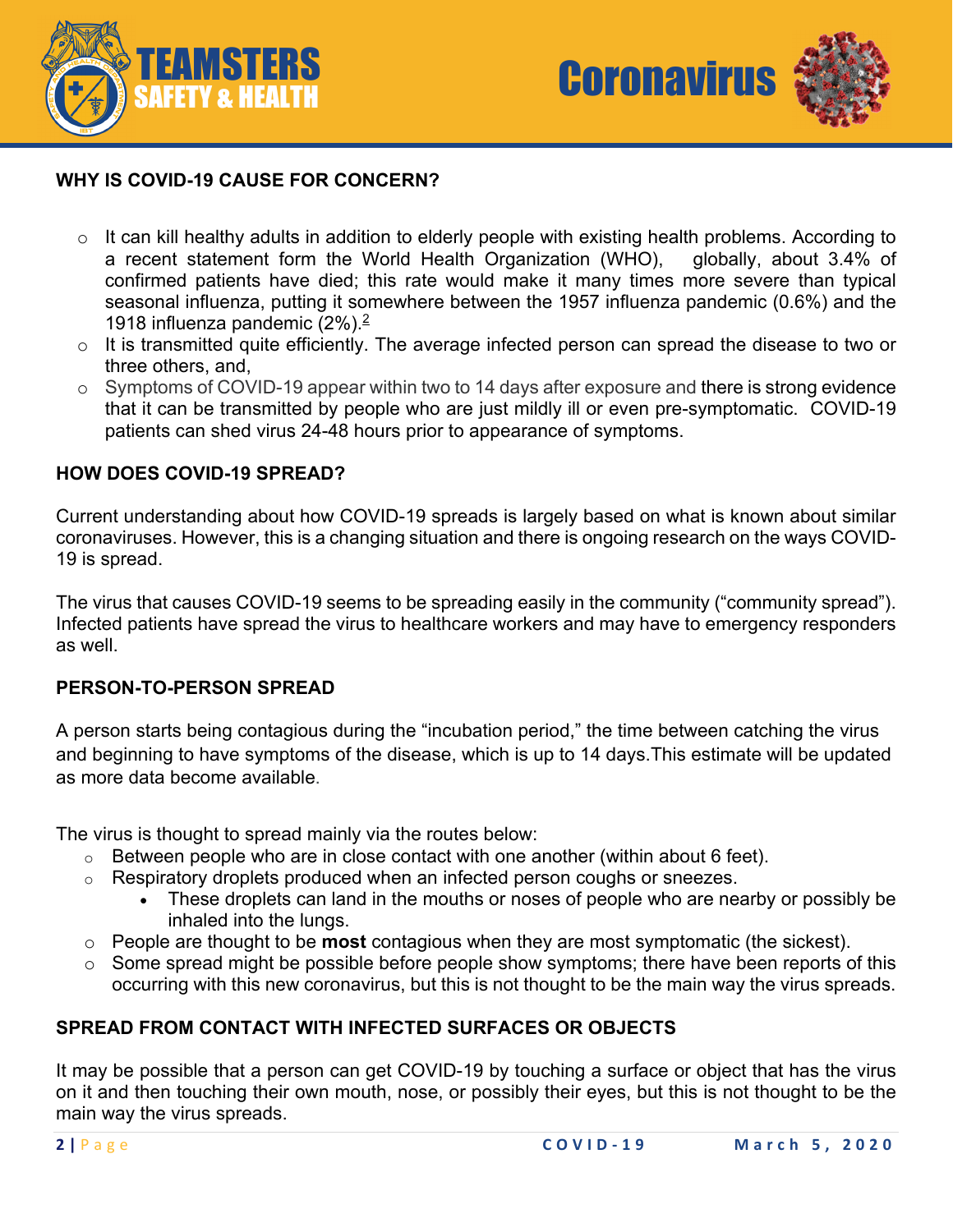## WHY IS COVID-19 CAUSE FOR CONCERN?

- It can kill healthy adults in addition to elderly people with existing health problems. According to a recent statement form the World Health Organization (WHO), globally, about 3.4% of confirmed patients have died; this rate would make it many times more severe than typical seasonal influenza, putting it somewhere between the 1957 influenza pandemic (0.6%) and the 1918 influenza pandemic (2%).[2]
- It is transmitted quite efficiently. The average infected person can spread the disease to two or three others, and,
- Symptoms of COVID-19 appear within two to 14 days after exposure and there is strong evidence that it can be transmitted by people who are just mildly ill or even pre-symptomatic. COVID-19 patients can shed virus 24-48 hours prior to appearance of symptoms.

## HOW DOES COVID-19 SPREAD?

Current understanding about how COVID-19 spreads is largely based on what is known about similar coronaviruses. However, this is a changing situation and there is ongoing research on the ways COVID-19 is spread.

The virus that causes COVID-19 seems to be spreading easily in the community ("community spread"). Infected patients have spread the virus to healthcare workers and may have to emergency responders as well.

## PERSON-TO-PERSON SPREAD

A person starts being contagious during the "incubation period," the time between catching the virus and beginning to have symptoms of the disease, which is up to 14 days.This estimate will be updated as more data become available.

The virus is thought to spread mainly via the routes below:

- Between people who are in close contact with one another (within about 6 feet).
- Respiratory droplets produced when an infected person coughs or sneezes.
  - These droplets can land in the mouths or noses of people who are nearby or possibly be inhaled into the lungs.
- People are thought to be **most** contagious when they are most symptomatic (the sickest).
- Some spread might be possible before people show symptoms; there have been reports of this occurring with this new coronavirus, but this is not thought to be the main way the virus spreads.

## SPREAD FROM CONTACT WITH INFECTED SURFACES OR OBJECTS

It may be possible that a person can get COVID-19 by touching a surface or object that has the virus on it and then touching their own mouth, nose, or possibly their eyes, but this is not thought to be the main way the virus spreads.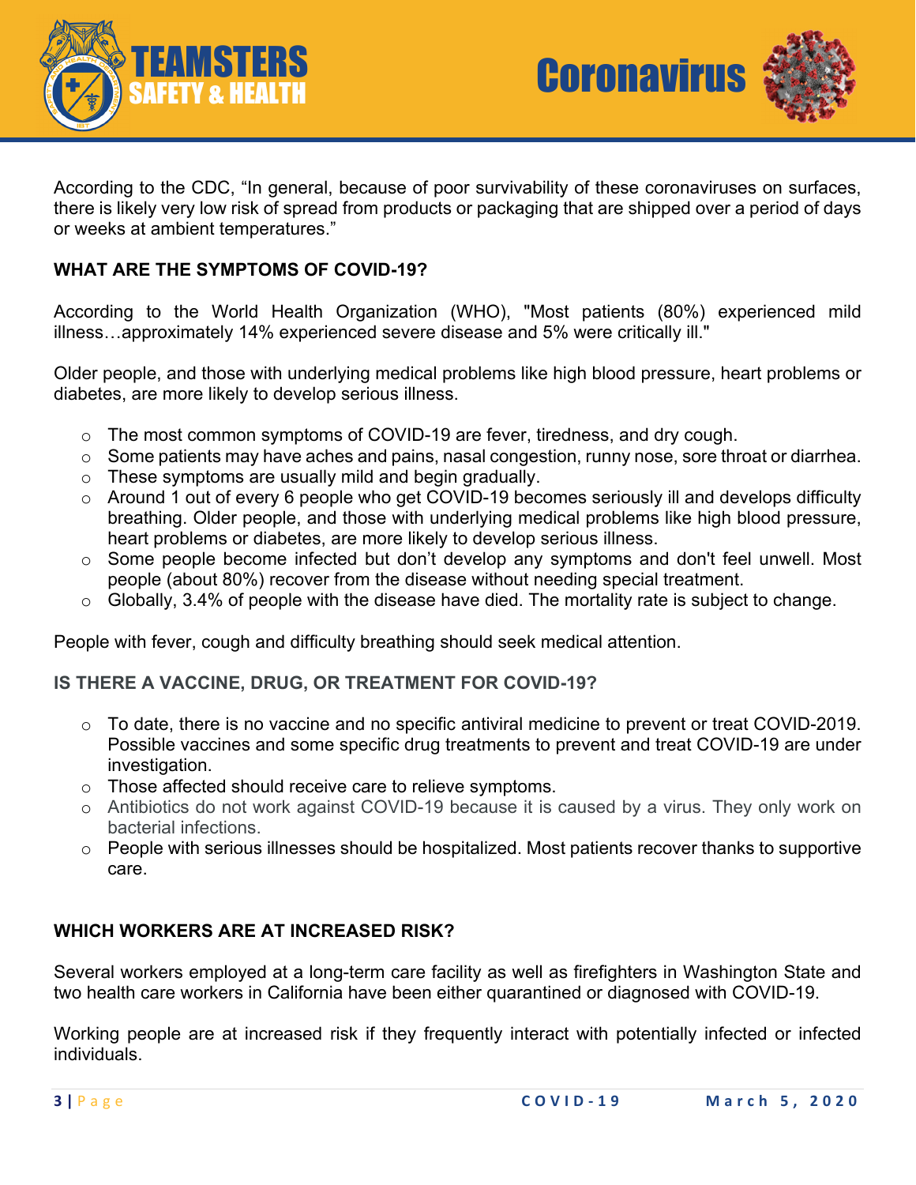According to the CDC, "In general, because of poor survivability of these coronaviruses on surfaces, there is likely very low risk of spread from products or packaging that are shipped over a period of days or weeks at ambient temperatures."

**WHAT ARE THE SYMPTOMS OF COVID-19?**

According to the World Health Organization (WHO), "Most patients (80%) experienced mild illness…approximately 14% experienced severe disease and 5% were critically ill."

Older people, and those with underlying medical problems like high blood pressure, heart problems or diabetes, are more likely to develop serious illness.

- The most common symptoms of COVID-19 are fever, tiredness, and dry cough.
- Some patients may have aches and pains, nasal congestion, runny nose, sore throat or diarrhea.
- These symptoms are usually mild and begin gradually.
- Around 1 out of every 6 people who get COVID-19 becomes seriously ill and develops difficulty breathing. Older people, and those with underlying medical problems like high blood pressure, heart problems or diabetes, are more likely to develop serious illness.
- Some people become infected but don't develop any symptoms and don't feel unwell. Most people (about 80%) recover from the disease without needing special treatment.
- Globally, 3.4% of people with the disease have died. The mortality rate is subject to change.

People with fever, cough and difficulty breathing should seek medical attention.

**IS THERE A VACCINE, DRUG, OR TREATMENT FOR COVID-19?**

- To date, there is no vaccine and no specific antiviral medicine to prevent or treat COVID-2019. Possible vaccines and some specific drug treatments to prevent and treat COVID-19 are under investigation.
- Those affected should receive care to relieve symptoms.
- Antibiotics do not work against COVID-19 because it is caused by a virus. They only work on bacterial infections.
- People with serious illnesses should be hospitalized. Most patients recover thanks to supportive care.

**WHICH WORKERS ARE AT INCREASED RISK?**

Several workers employed at a long-term care facility as well as firefighters in Washington State and two health care workers in California have been either quarantined or diagnosed with COVID-19.

Working people are at increased risk if they frequently interact with potentially infected or infected individuals.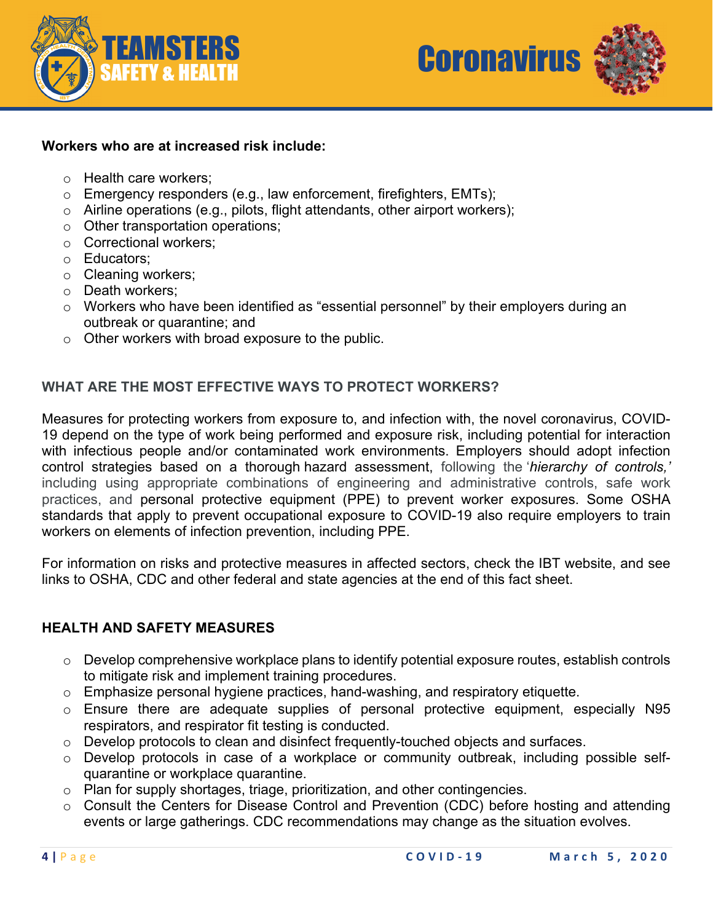**Workers who are at increased risk include:**

- Health care workers;
- Emergency responders (e.g., law enforcement, firefighters, EMTs);
- Airline operations (e.g., pilots, flight attendants, other airport workers);
- Other transportation operations;
- Correctional workers;
- Educators;
- Cleaning workers;
- Death workers;
- Workers who have been identified as "essential personnel" by their employers during an outbreak or quarantine; and
- Other workers with broad exposure to the public.

## WHAT ARE THE MOST EFFECTIVE WAYS TO PROTECT WORKERS?

Measures for protecting workers from exposure to, and infection with, the novel coronavirus, COVID-19 depend on the type of work being performed and exposure risk, including potential for interaction with infectious people and/or contaminated work environments. Employers should adopt infection control strategies based on a thorough hazard assessment, following the '*hierarchy of controls,'* including using appropriate combinations of engineering and administrative controls, safe work practices, and personal protective equipment (PPE) to prevent worker exposures. Some OSHA standards that apply to prevent occupational exposure to COVID-19 also require employers to train workers on elements of infection prevention, including PPE.

For information on risks and protective measures in affected sectors, check the IBT website, and see links to OSHA, CDC and other federal and state agencies at the end of this fact sheet.

## HEALTH AND SAFETY MEASURES

- Develop comprehensive workplace plans to identify potential exposure routes, establish controls to mitigate risk and implement training procedures.
- Emphasize personal hygiene practices, hand-washing, and respiratory etiquette.
- Ensure there are adequate supplies of personal protective equipment, especially N95 respirators, and respirator fit testing is conducted.
- Develop protocols to clean and disinfect frequently-touched objects and surfaces.
- Develop protocols in case of a workplace or community outbreak, including possible self-quarantine or workplace quarantine.
- Plan for supply shortages, triage, prioritization, and other contingencies.
- Consult the Centers for Disease Control and Prevention (CDC) before hosting and attending events or large gatherings. CDC recommendations may change as the situation evolves.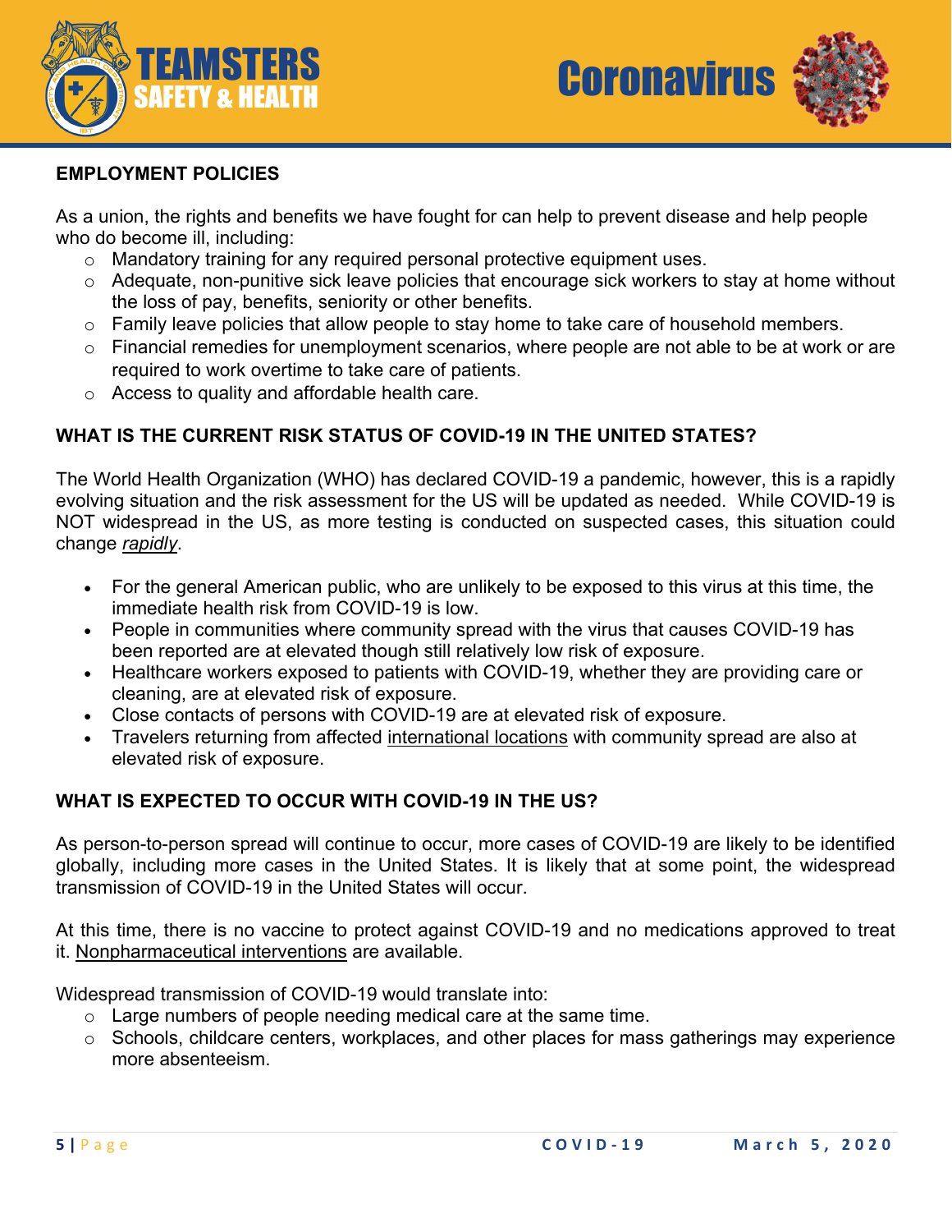## EMPLOYMENT POLICIES

As a union, the rights and benefits we have fought for can help to prevent disease and help people who do become ill, including:

- Mandatory training for any required personal protective equipment uses.
- Adequate, non-punitive sick leave policies that encourage sick workers to stay at home without the loss of pay, benefits, seniority or other benefits.
- Family leave policies that allow people to stay home to take care of household members.
- Financial remedies for unemployment scenarios, where people are not able to be at work or are required to work overtime to take care of patients.
- Access to quality and affordable health care.

## WHAT IS THE CURRENT RISK STATUS OF COVID-19 IN THE UNITED STATES?

The World Health Organization (WHO) has declared COVID-19 a pandemic, however, this is a rapidly evolving situation and the risk assessment for the US will be updated as needed. While COVID-19 is NOT widespread in the US, as more testing is conducted on suspected cases, this situation could change *rapidly*.

- For the general American public, who are unlikely to be exposed to this virus at this time, the immediate health risk from COVID-19 is low.
- People in communities where community spread with the virus that causes COVID-19 has been reported are at elevated though still relatively low risk of exposure.
- Healthcare workers exposed to patients with COVID-19, whether they are providing care or cleaning, are at elevated risk of exposure.
- Close contacts of persons with COVID-19 are at elevated risk of exposure.
- Travelers returning from affected international locations with community spread are also at elevated risk of exposure.

## WHAT IS EXPECTED TO OCCUR WITH COVID-19 IN THE US?

As person-to-person spread will continue to occur, more cases of COVID-19 are likely to be identified globally, including more cases in the United States. It is likely that at some point, the widespread transmission of COVID-19 in the United States will occur.

At this time, there is no vaccine to protect against COVID-19 and no medications approved to treat it. Nonpharmaceutical interventions are available.

Widespread transmission of COVID-19 would translate into:

- Large numbers of people needing medical care at the same time.
- Schools, childcare centers, workplaces, and other places for mass gatherings may experience more absenteeism.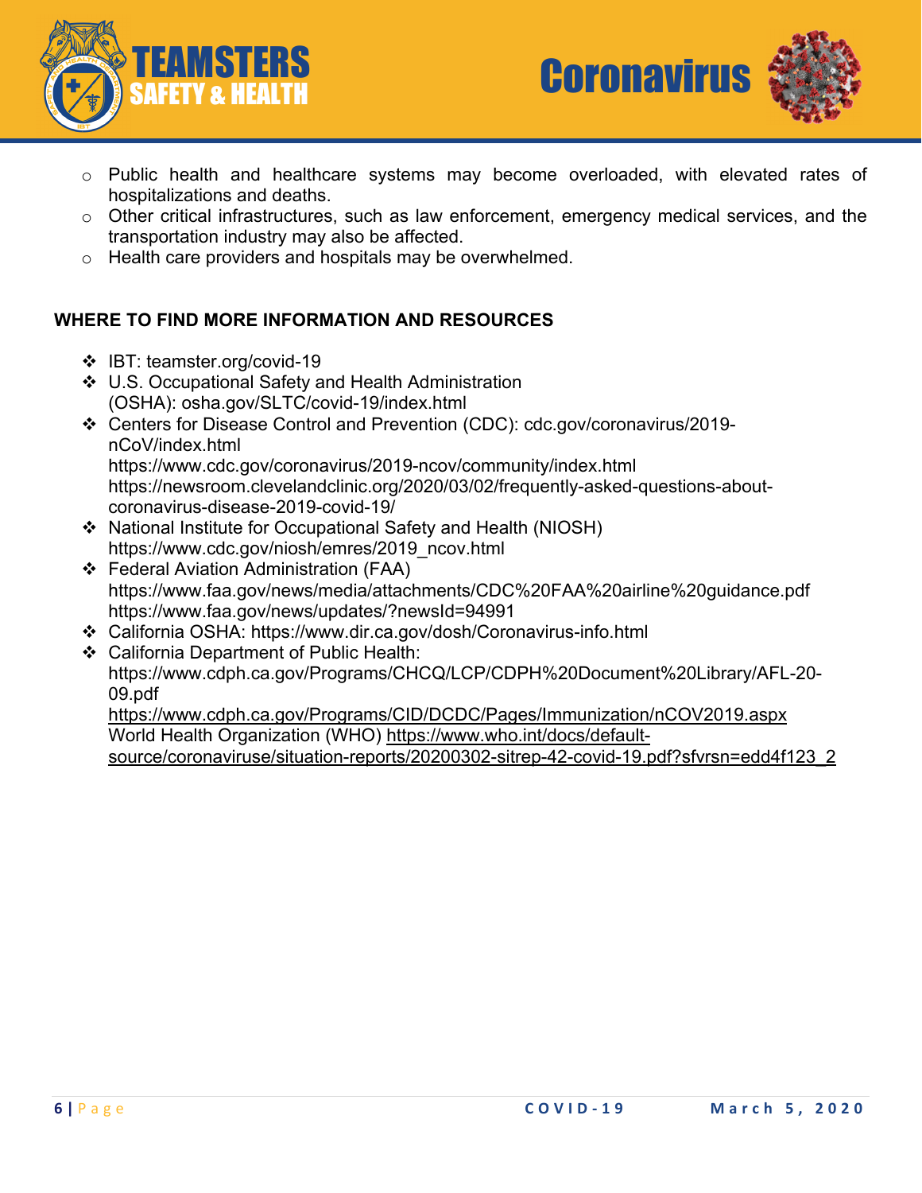- Public health and healthcare systems may become overloaded, with elevated rates of hospitalizations and deaths.
- Other critical infrastructures, such as law enforcement, emergency medical services, and the transportation industry may also be affected.
- Health care providers and hospitals may be overwhelmed.

## WHERE TO FIND MORE INFORMATION AND RESOURCES

- IBT: teamster.org/covid-19
- U.S. Occupational Safety and Health Administration (OSHA): osha.gov/SLTC/covid-19/index.html
- Centers for Disease Control and Prevention (CDC): cdc.gov/coronavirus/2019-nCoV/index.html
  https://www.cdc.gov/coronavirus/2019-ncov/community/index.html
  https://newsroom.clevelandclinic.org/2020/03/02/frequently-asked-questions-about-coronavirus-disease-2019-covid-19/
- National Institute for Occupational Safety and Health (NIOSH)
  https://www.cdc.gov/niosh/emres/2019_ncov.html
- Federal Aviation Administration (FAA)
  https://www.faa.gov/news/media/attachments/CDC%20FAA%20airline%20guidance.pdf
  https://www.faa.gov/news/updates/?newsId=94991
- California OSHA: https://www.dir.ca.gov/dosh/Coronavirus-info.html
- California Department of Public Health:
  https://www.cdph.ca.gov/Programs/CHCQ/LCP/CDPH%20Document%20Library/AFL-20-09.pdf
  https://www.cdph.ca.gov/Programs/CID/DCDC/Pages/Immunization/nCOV2019.aspx
  World Health Organization (WHO) https://www.who.int/docs/default-source/coronaviruse/situation-reports/20200302-sitrep-42-covid-19.pdf?sfvrsn=edd4f123_2